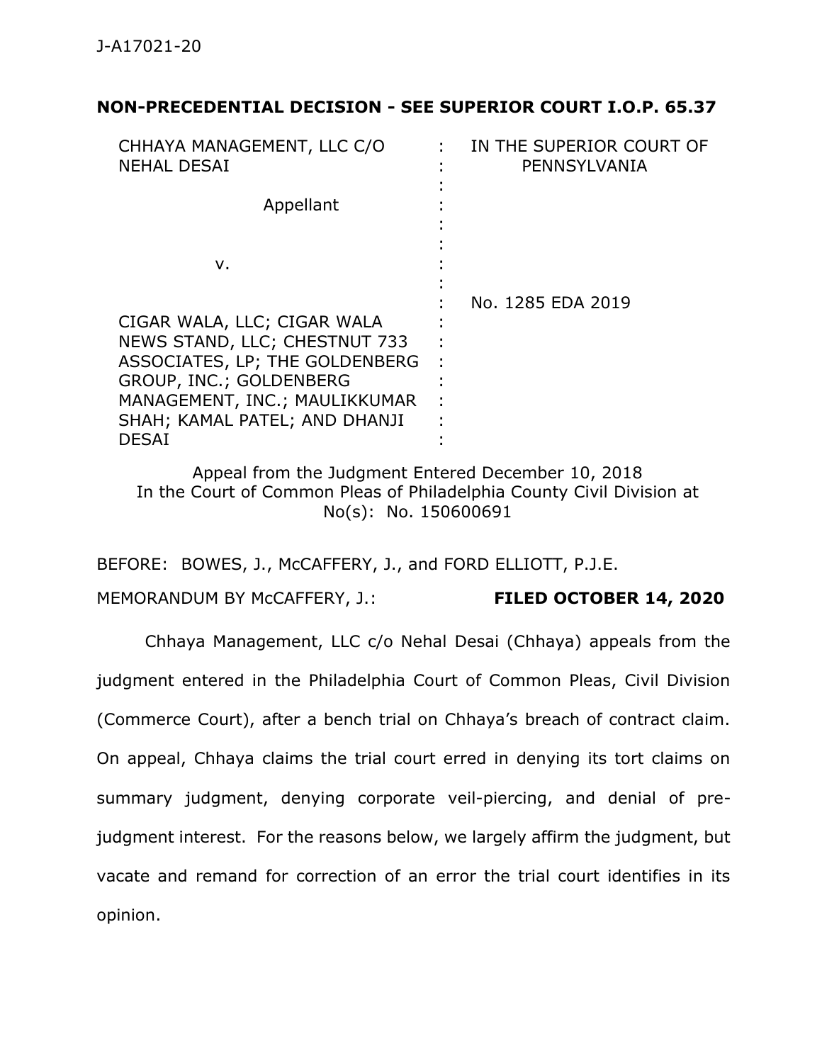J-A17021-20

**NON-PRECEDENTIAL DECISION - SEE SUPERIOR COURT I.O.P. 65.37**

| | | |
|---|---|---|
| CHHAYA MANAGEMENT, LLC C/O NEHAL DESAI<br><br>Appellant<br><br>v.<br><br>CIGAR WALA, LLC; CIGAR WALA NEWS STAND, LLC; CHESTNUT 733 ASSOCIATES, LP; THE GOLDENBERG GROUP, INC.; GOLDENBERG MANAGEMENT, INC.; MAULIKKUMAR SHAH; KAMAL PATEL; AND DHANJI DESAI | : | IN THE SUPERIOR COURT OF PENNSYLVANIA<br><br>No. 1285 EDA 2019 |

Appeal from the Judgment Entered December 10, 2018
In the Court of Common Pleas of Philadelphia County Civil Division at No(s): No. 150600691

BEFORE: BOWES, J., McCAFFERY, J., and FORD ELLIOTT, P.J.E.

MEMORANDUM BY McCAFFERY, J.: **FILED OCTOBER 14, 2020**

Chhaya Management, LLC c/o Nehal Desai (Chhaya) appeals from the judgment entered in the Philadelphia Court of Common Pleas, Civil Division (Commerce Court), after a bench trial on Chhaya's breach of contract claim. On appeal, Chhaya claims the trial court erred in denying its tort claims on summary judgment, denying corporate veil-piercing, and denial of pre-judgment interest. For the reasons below, we largely affirm the judgment, but vacate and remand for correction of an error the trial court identifies in its opinion.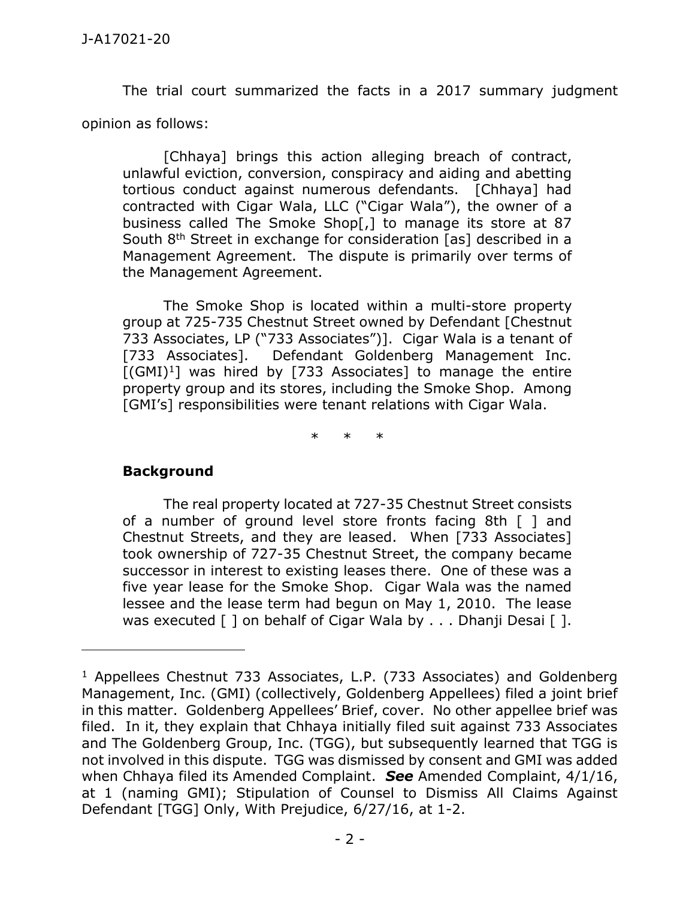The trial court summarized the facts in a 2017 summary judgment opinion as follows:

> [Chhaya] brings this action alleging breach of contract, unlawful eviction, conversion, conspiracy and aiding and abetting tortious conduct against numerous defendants. [Chhaya] had contracted with Cigar Wala, LLC ("Cigar Wala"), the owner of a business called The Smoke Shop[,] to manage its store at 87 South 8th Street in exchange for consideration [as] described in a Management Agreement. The dispute is primarily over terms of the Management Agreement.
>
> The Smoke Shop is located within a multi-store property group at 725-735 Chestnut Street owned by Defendant [Chestnut 733 Associates, LP ("733 Associates")]. Cigar Wala is a tenant of [733 Associates]. Defendant Goldenberg Management Inc. [(GMI)[1]] was hired by [733 Associates] to manage the entire property group and its stores, including the Smoke Shop. Among [GMI's] responsibilities were tenant relations with Cigar Wala.
>
> \* \* \*
>
> **Background**
>
> The real property located at 727-35 Chestnut Street consists of a number of ground level store fronts facing 8th [ ] and Chestnut Streets, and they are leased. When [733 Associates] took ownership of 727-35 Chestnut Street, the company became successor in interest to existing leases there. One of these was a five year lease for the Smoke Shop. Cigar Wala was the named lessee and the lease term had begun on May 1, 2010. The lease was executed [ ] on behalf of Cigar Wala by . . . Dhanji Desai [ ].

---

[1] Appellees Chestnut 733 Associates, L.P. (733 Associates) and Goldenberg Management, Inc. (GMI) (collectively, Goldenberg Appellees) filed a joint brief in this matter. Goldenberg Appellees' Brief, cover. No other appellee brief was filed. In it, they explain that Chhaya initially filed suit against 733 Associates and The Goldenberg Group, Inc. (TGG), but subsequently learned that TGG is not involved in this dispute. TGG was dismissed by consent and GMI was added when Chhaya filed its Amended Complaint. ***See*** Amended Complaint, 4/1/16, at 1 (naming GMI); Stipulation of Counsel to Dismiss All Claims Against Defendant [TGG] Only, With Prejudice, 6/27/16, at 1-2.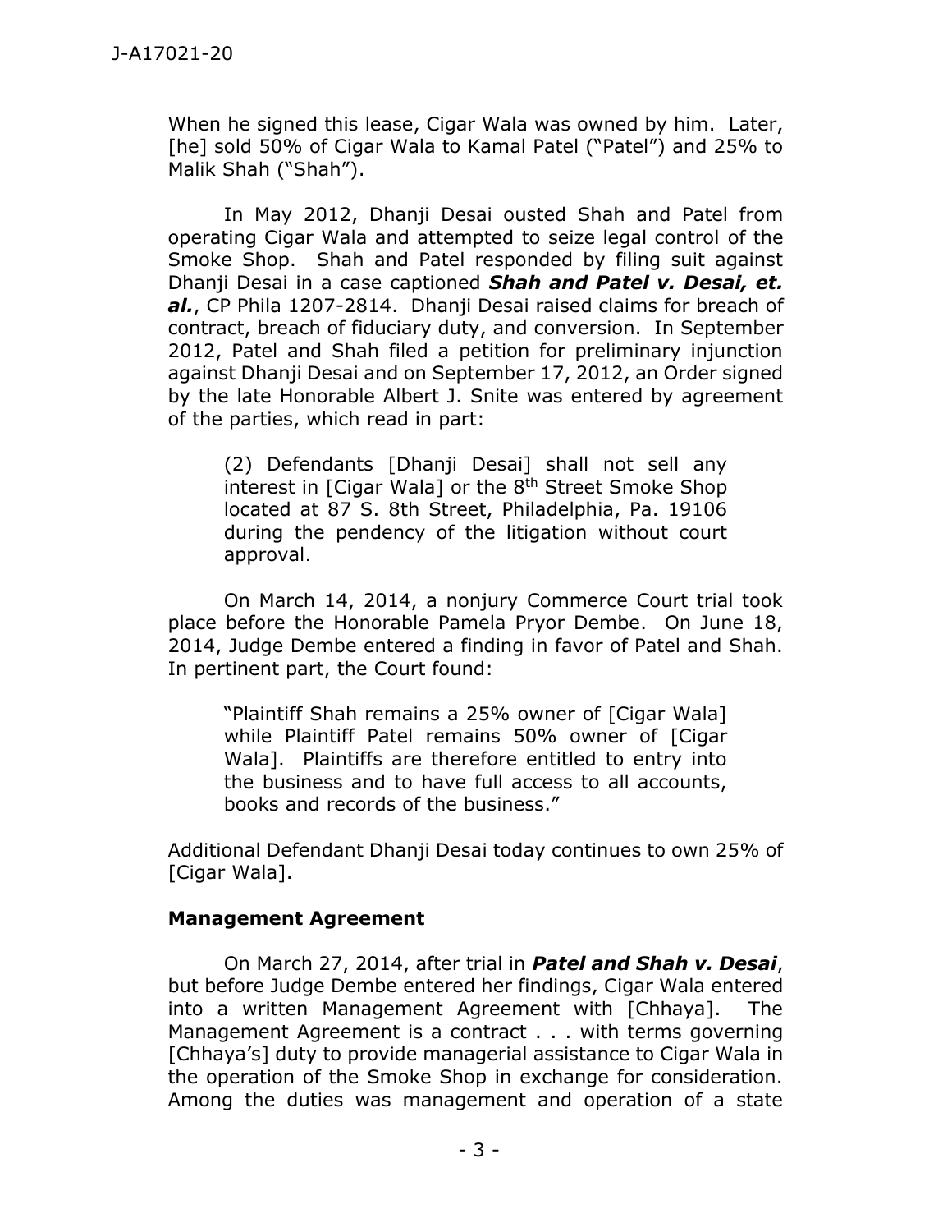When he signed this lease, Cigar Wala was owned by him. Later, [he] sold 50% of Cigar Wala to Kamal Patel ("Patel") and 25% to Malik Shah ("Shah").

In May 2012, Dhanji Desai ousted Shah and Patel from operating Cigar Wala and attempted to seize legal control of the Smoke Shop. Shah and Patel responded by filing suit against Dhanji Desai in a case captioned ***Shah and Patel v. Desai, et. al.***, CP Phila 1207-2814. Dhanji Desai raised claims for breach of contract, breach of fiduciary duty, and conversion. In September 2012, Patel and Shah filed a petition for preliminary injunction against Dhanji Desai and on September 17, 2012, an Order signed by the late Honorable Albert J. Snite was entered by agreement of the parties, which read in part:

> (2) Defendants [Dhanji Desai] shall not sell any interest in [Cigar Wala] or the 8th Street Smoke Shop located at 87 S. 8th Street, Philadelphia, Pa. 19106 during the pendency of the litigation without court approval.

On March 14, 2014, a nonjury Commerce Court trial took place before the Honorable Pamela Pryor Dembe. On June 18, 2014, Judge Dembe entered a finding in favor of Patel and Shah. In pertinent part, the Court found:

> "Plaintiff Shah remains a 25% owner of [Cigar Wala] while Plaintiff Patel remains 50% owner of [Cigar Wala]. Plaintiffs are therefore entitled to entry into the business and to have full access to all accounts, books and records of the business."

Additional Defendant Dhanji Desai today continues to own 25% of [Cigar Wala].

**Management Agreement**

On March 27, 2014, after trial in ***Patel and Shah v. Desai***, but before Judge Dembe entered her findings, Cigar Wala entered into a written Management Agreement with [Chhaya]. The Management Agreement is a contract . . . with terms governing [Chhaya's] duty to provide managerial assistance to Cigar Wala in the operation of the Smoke Shop in exchange for consideration. Among the duties was management and operation of a state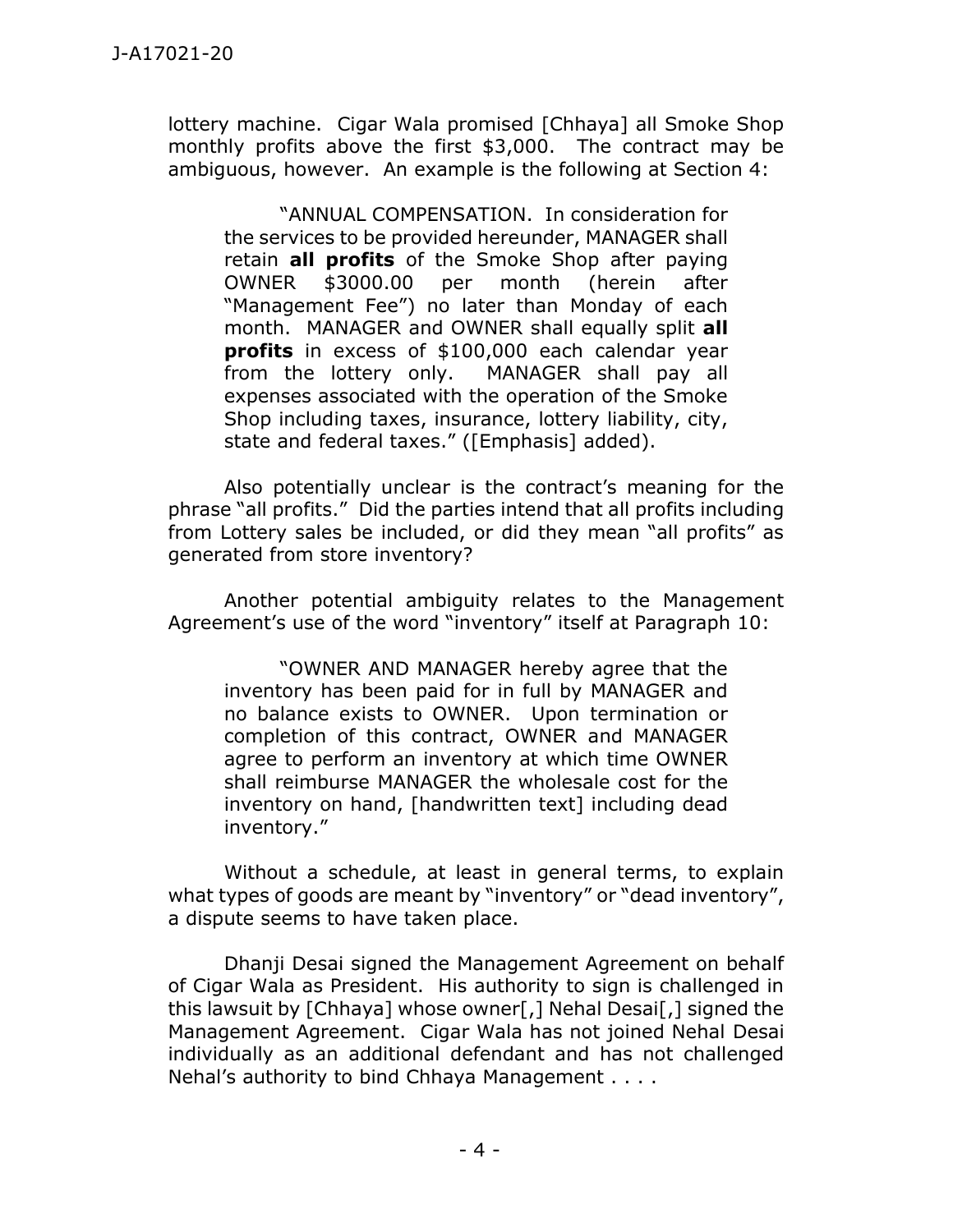lottery machine. Cigar Wala promised [Chhaya] all Smoke Shop monthly profits above the first $3,000. The contract may be ambiguous, however. An example is the following at Section 4:

> "ANNUAL COMPENSATION. In consideration for the services to be provided hereunder, MANAGER shall retain **all profits** of the Smoke Shop after paying OWNER $3000.00 per month (herein after "Management Fee") no later than Monday of each month. MANAGER and OWNER shall equally split **all profits** in excess of $100,000 each calendar year from the lottery only. MANAGER shall pay all expenses associated with the operation of the Smoke Shop including taxes, insurance, lottery liability, city, state and federal taxes." ([Emphasis] added).

Also potentially unclear is the contract's meaning for the phrase "all profits." Did the parties intend that all profits including from Lottery sales be included, or did they mean "all profits" as generated from store inventory?

Another potential ambiguity relates to the Management Agreement's use of the word "inventory" itself at Paragraph 10:

> "OWNER AND MANAGER hereby agree that the inventory has been paid for in full by MANAGER and no balance exists to OWNER. Upon termination or completion of this contract, OWNER and MANAGER agree to perform an inventory at which time OWNER shall reimburse MANAGER the wholesale cost for the inventory on hand, [handwritten text] including dead inventory."

Without a schedule, at least in general terms, to explain what types of goods are meant by "inventory" or "dead inventory", a dispute seems to have taken place.

Dhanji Desai signed the Management Agreement on behalf of Cigar Wala as President. His authority to sign is challenged in this lawsuit by [Chhaya] whose owner[,] Nehal Desai[,] signed the Management Agreement. Cigar Wala has not joined Nehal Desai individually as an additional defendant and has not challenged Nehal's authority to bind Chhaya Management . . . .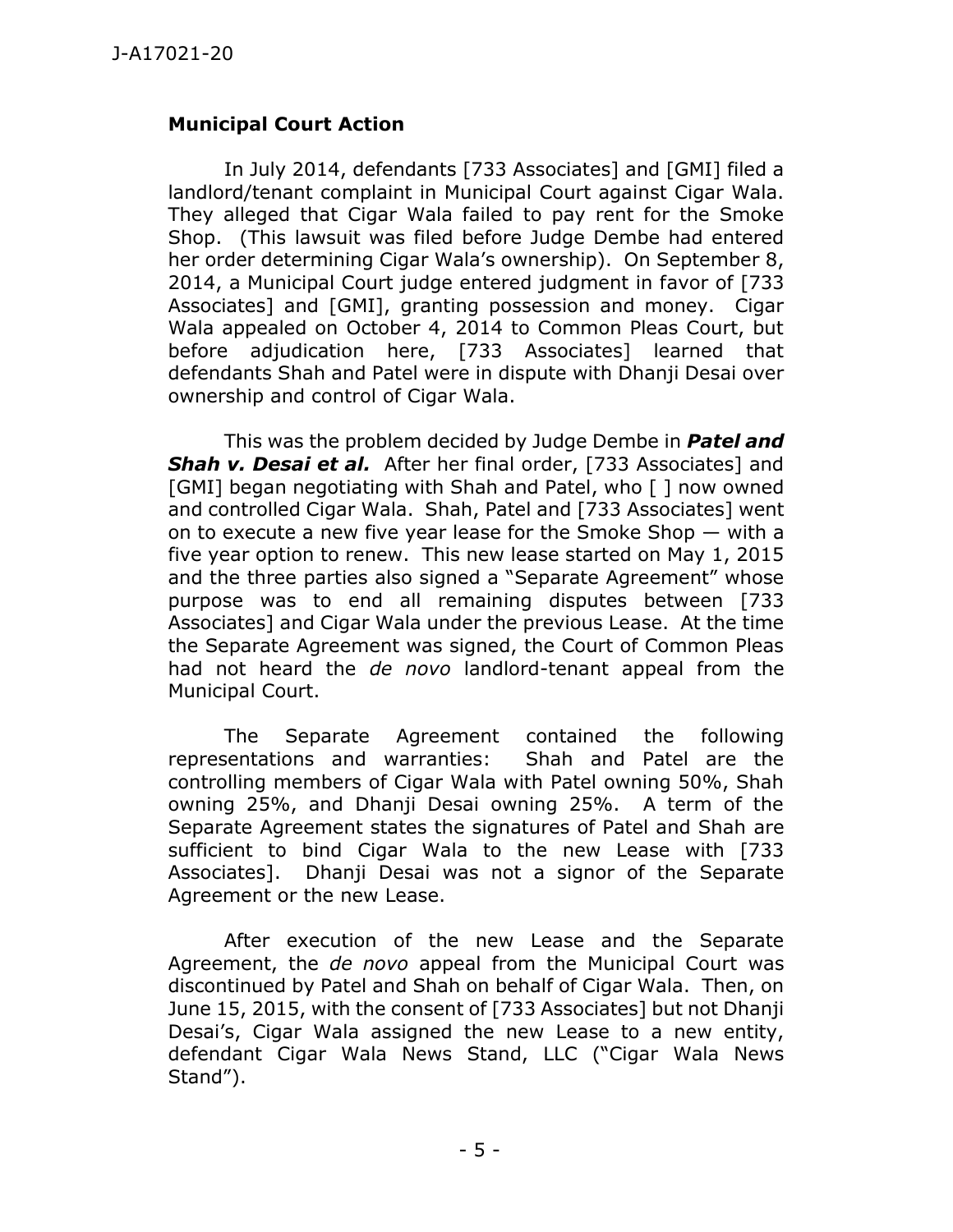### **Municipal Court Action**

In July 2014, defendants [733 Associates] and [GMI] filed a landlord/tenant complaint in Municipal Court against Cigar Wala. They alleged that Cigar Wala failed to pay rent for the Smoke Shop. (This lawsuit was filed before Judge Dembe had entered her order determining Cigar Wala's ownership). On September 8, 2014, a Municipal Court judge entered judgment in favor of [733 Associates] and [GMI], granting possession and money. Cigar Wala appealed on October 4, 2014 to Common Pleas Court, but before adjudication here, [733 Associates] learned that defendants Shah and Patel were in dispute with Dhanji Desai over ownership and control of Cigar Wala.

This was the problem decided by Judge Dembe in ***Patel and Shah v. Desai et al.*** After her final order, [733 Associates] and [GMI] began negotiating with Shah and Patel, who [ ] now owned and controlled Cigar Wala. Shah, Patel and [733 Associates] went on to execute a new five year lease for the Smoke Shop — with a five year option to renew. This new lease started on May 1, 2015 and the three parties also signed a "Separate Agreement" whose purpose was to end all remaining disputes between [733 Associates] and Cigar Wala under the previous Lease. At the time the Separate Agreement was signed, the Court of Common Pleas had not heard the *de novo* landlord-tenant appeal from the Municipal Court.

The Separate Agreement contained the following representations and warranties: Shah and Patel are the controlling members of Cigar Wala with Patel owning 50%, Shah owning 25%, and Dhanji Desai owning 25%. A term of the Separate Agreement states the signatures of Patel and Shah are sufficient to bind Cigar Wala to the new Lease with [733 Associates]. Dhanji Desai was not a signor of the Separate Agreement or the new Lease.

After execution of the new Lease and the Separate Agreement, the *de novo* appeal from the Municipal Court was discontinued by Patel and Shah on behalf of Cigar Wala. Then, on June 15, 2015, with the consent of [733 Associates] but not Dhanji Desai's, Cigar Wala assigned the new Lease to a new entity, defendant Cigar Wala News Stand, LLC ("Cigar Wala News Stand").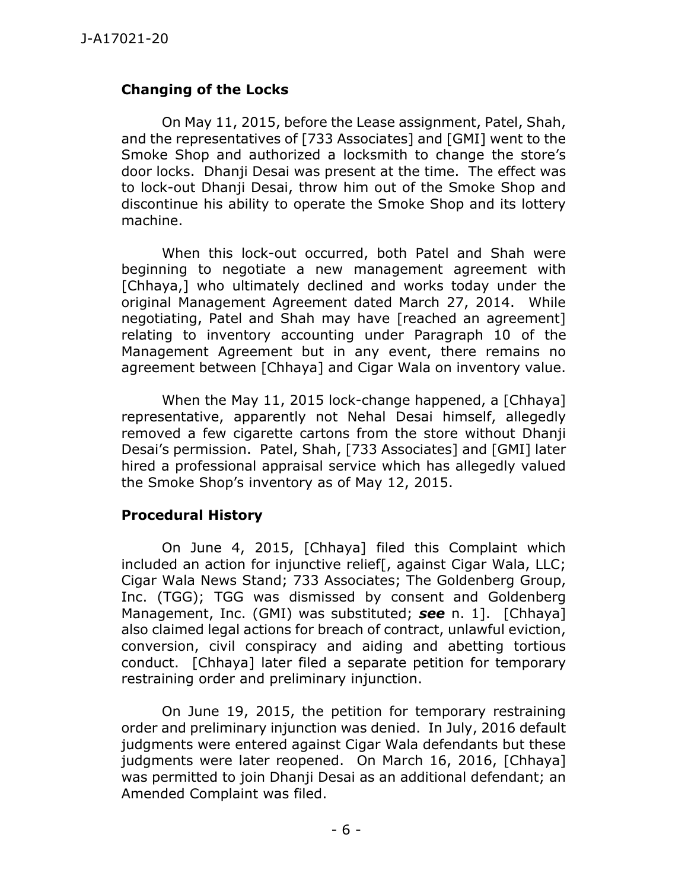### Changing of the Locks

On May 11, 2015, before the Lease assignment, Patel, Shah, and the representatives of [733 Associates] and [GMI] went to the Smoke Shop and authorized a locksmith to change the store's door locks. Dhanji Desai was present at the time. The effect was to lock-out Dhanji Desai, throw him out of the Smoke Shop and discontinue his ability to operate the Smoke Shop and its lottery machine.

When this lock-out occurred, both Patel and Shah were beginning to negotiate a new management agreement with [Chhaya,] who ultimately declined and works today under the original Management Agreement dated March 27, 2014. While negotiating, Patel and Shah may have [reached an agreement] relating to inventory accounting under Paragraph 10 of the Management Agreement but in any event, there remains no agreement between [Chhaya] and Cigar Wala on inventory value.

When the May 11, 2015 lock-change happened, a [Chhaya] representative, apparently not Nehal Desai himself, allegedly removed a few cigarette cartons from the store without Dhanji Desai's permission. Patel, Shah, [733 Associates] and [GMI] later hired a professional appraisal service which has allegedly valued the Smoke Shop's inventory as of May 12, 2015.

### Procedural History

On June 4, 2015, [Chhaya] filed this Complaint which included an action for injunctive relief[, against Cigar Wala, LLC; Cigar Wala News Stand; 733 Associates; The Goldenberg Group, Inc. (TGG); TGG was dismissed by consent and Goldenberg Management, Inc. (GMI) was substituted; ***see*** n. 1]. [Chhaya] also claimed legal actions for breach of contract, unlawful eviction, conversion, civil conspiracy and aiding and abetting tortious conduct. [Chhaya] later filed a separate petition for temporary restraining order and preliminary injunction.

On June 19, 2015, the petition for temporary restraining order and preliminary injunction was denied. In July, 2016 default judgments were entered against Cigar Wala defendants but these judgments were later reopened. On March 16, 2016, [Chhaya] was permitted to join Dhanji Desai as an additional defendant; an Amended Complaint was filed.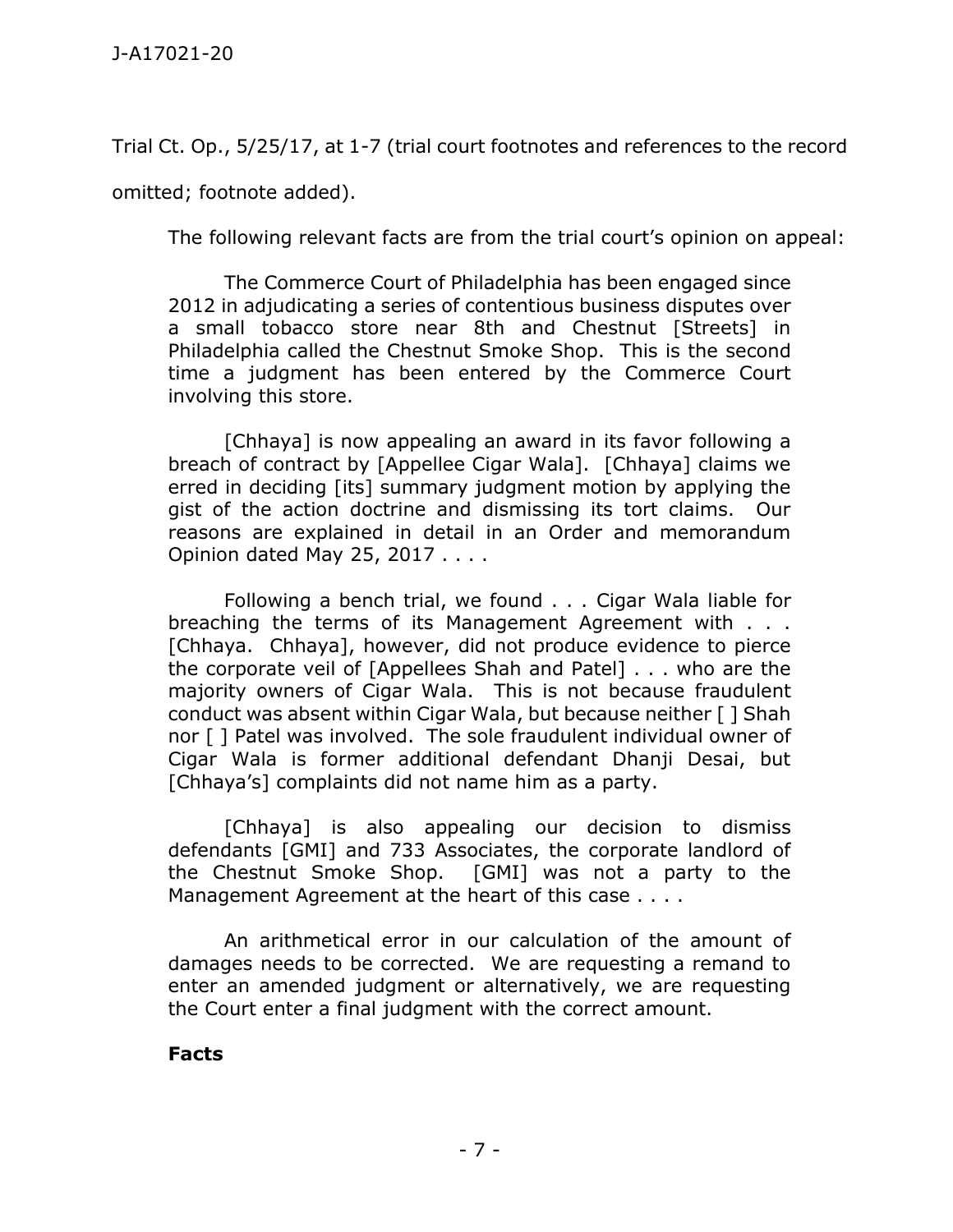Trial Ct. Op., 5/25/17, at 1-7 (trial court footnotes and references to the record omitted; footnote added).

The following relevant facts are from the trial court's opinion on appeal:

> The Commerce Court of Philadelphia has been engaged since 2012 in adjudicating a series of contentious business disputes over a small tobacco store near 8th and Chestnut [Streets] in Philadelphia called the Chestnut Smoke Shop. This is the second time a judgment has been entered by the Commerce Court involving this store.
>
> [Chhaya] is now appealing an award in its favor following a breach of contract by [Appellee Cigar Wala]. [Chhaya] claims we erred in deciding [its] summary judgment motion by applying the gist of the action doctrine and dismissing its tort claims. Our reasons are explained in detail in an Order and memorandum Opinion dated May 25, 2017 . . . .
>
> Following a bench trial, we found . . . Cigar Wala liable for breaching the terms of its Management Agreement with . . . [Chhaya. Chhaya], however, did not produce evidence to pierce the corporate veil of [Appellees Shah and Patel] . . . who are the majority owners of Cigar Wala. This is not because fraudulent conduct was absent within Cigar Wala, but because neither [ ] Shah nor [ ] Patel was involved. The sole fraudulent individual owner of Cigar Wala is former additional defendant Dhanji Desai, but [Chhaya's] complaints did not name him as a party.
>
> [Chhaya] is also appealing our decision to dismiss defendants [GMI] and 733 Associates, the corporate landlord of the Chestnut Smoke Shop. [GMI] was not a party to the Management Agreement at the heart of this case . . . .
>
> An arithmetical error in our calculation of the amount of damages needs to be corrected. We are requesting a remand to enter an amended judgment or alternatively, we are requesting the Court enter a final judgment with the correct amount.
>
> **Facts**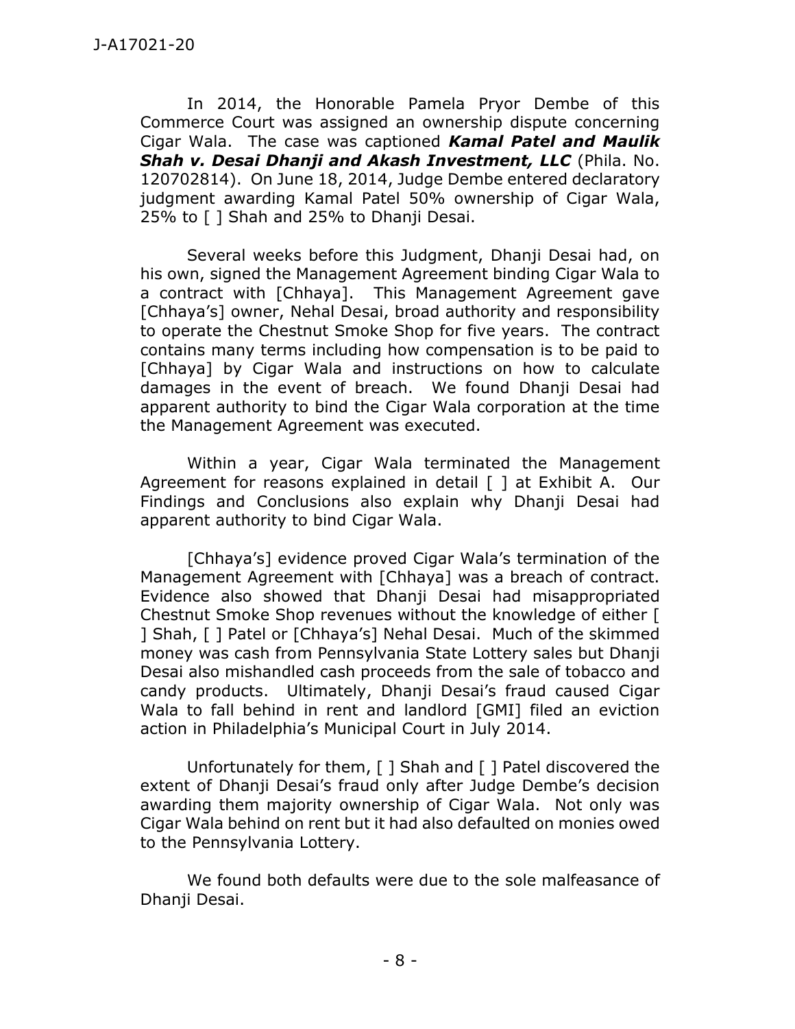In 2014, the Honorable Pamela Pryor Dembe of this Commerce Court was assigned an ownership dispute concerning Cigar Wala. The case was captioned ***Kamal Patel and Maulik Shah v. Desai Dhanji and Akash Investment, LLC*** (Phila. No. 120702814). On June 18, 2014, Judge Dembe entered declaratory judgment awarding Kamal Patel 50% ownership of Cigar Wala, 25% to [ ] Shah and 25% to Dhanji Desai.

Several weeks before this Judgment, Dhanji Desai had, on his own, signed the Management Agreement binding Cigar Wala to a contract with [Chhaya]. This Management Agreement gave [Chhaya's] owner, Nehal Desai, broad authority and responsibility to operate the Chestnut Smoke Shop for five years. The contract contains many terms including how compensation is to be paid to [Chhaya] by Cigar Wala and instructions on how to calculate damages in the event of breach. We found Dhanji Desai had apparent authority to bind the Cigar Wala corporation at the time the Management Agreement was executed.

Within a year, Cigar Wala terminated the Management Agreement for reasons explained in detail [ ] at Exhibit A. Our Findings and Conclusions also explain why Dhanji Desai had apparent authority to bind Cigar Wala.

[Chhaya's] evidence proved Cigar Wala's termination of the Management Agreement with [Chhaya] was a breach of contract. Evidence also showed that Dhanji Desai had misappropriated Chestnut Smoke Shop revenues without the knowledge of either [ ] Shah, [ ] Patel or [Chhaya's] Nehal Desai. Much of the skimmed money was cash from Pennsylvania State Lottery sales but Dhanji Desai also mishandled cash proceeds from the sale of tobacco and candy products. Ultimately, Dhanji Desai's fraud caused Cigar Wala to fall behind in rent and landlord [GMI] filed an eviction action in Philadelphia's Municipal Court in July 2014.

Unfortunately for them, [ ] Shah and [ ] Patel discovered the extent of Dhanji Desai's fraud only after Judge Dembe's decision awarding them majority ownership of Cigar Wala. Not only was Cigar Wala behind on rent but it had also defaulted on monies owed to the Pennsylvania Lottery.

We found both defaults were due to the sole malfeasance of Dhanji Desai.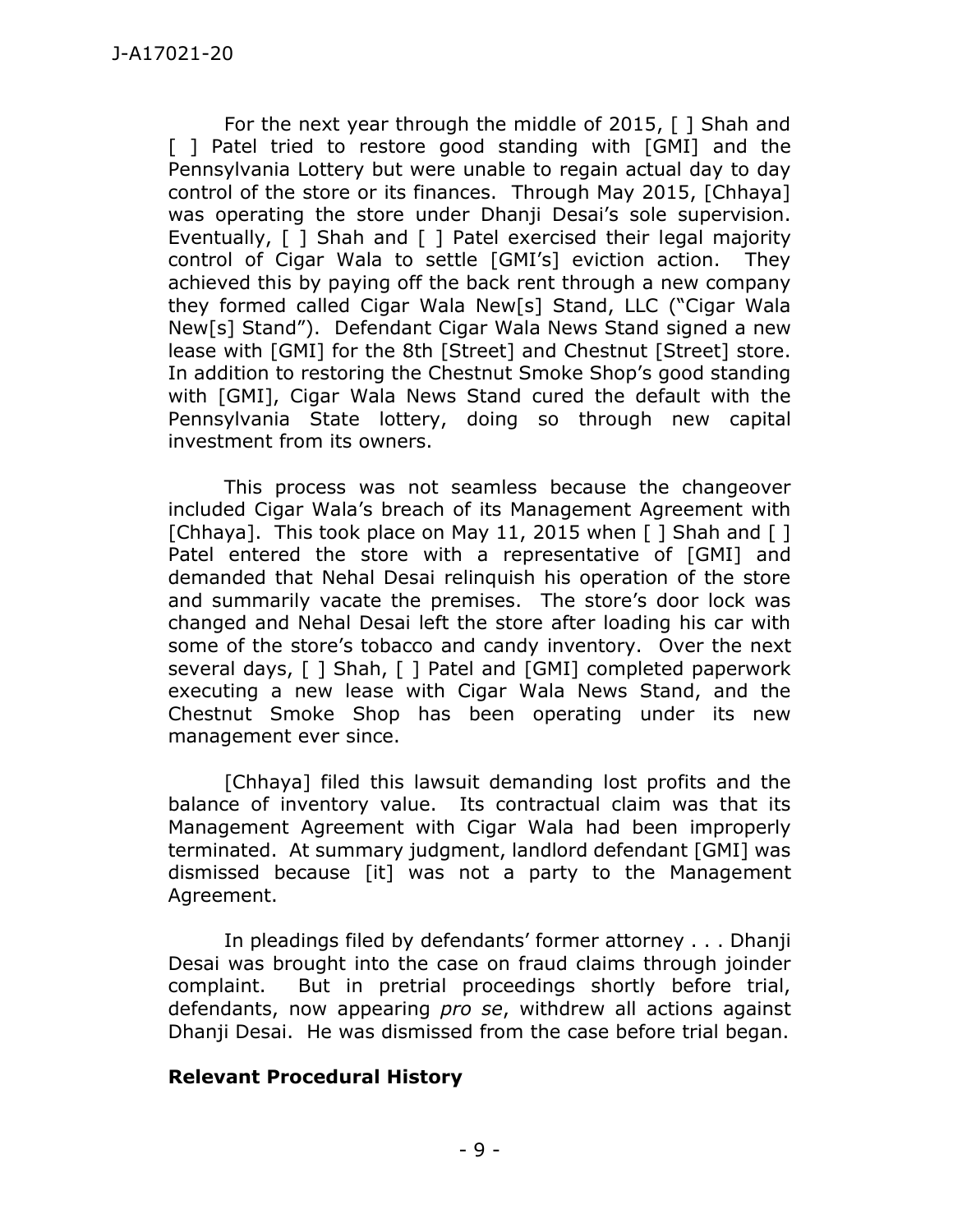For the next year through the middle of 2015, [ ] Shah and [ ] Patel tried to restore good standing with [GMI] and the Pennsylvania Lottery but were unable to regain actual day to day control of the store or its finances. Through May 2015, [Chhaya] was operating the store under Dhanji Desai's sole supervision. Eventually, [ ] Shah and [ ] Patel exercised their legal majority control of Cigar Wala to settle [GMI's] eviction action. They achieved this by paying off the back rent through a new company they formed called Cigar Wala New[s] Stand, LLC ("Cigar Wala New[s] Stand"). Defendant Cigar Wala News Stand signed a new lease with [GMI] for the 8th [Street] and Chestnut [Street] store. In addition to restoring the Chestnut Smoke Shop's good standing with [GMI], Cigar Wala News Stand cured the default with the Pennsylvania State lottery, doing so through new capital investment from its owners.

This process was not seamless because the changeover included Cigar Wala's breach of its Management Agreement with [Chhaya]. This took place on May 11, 2015 when [ ] Shah and [ ] Patel entered the store with a representative of [GMI] and demanded that Nehal Desai relinquish his operation of the store and summarily vacate the premises. The store's door lock was changed and Nehal Desai left the store after loading his car with some of the store's tobacco and candy inventory. Over the next several days, [ ] Shah, [ ] Patel and [GMI] completed paperwork executing a new lease with Cigar Wala News Stand, and the Chestnut Smoke Shop has been operating under its new management ever since.

[Chhaya] filed this lawsuit demanding lost profits and the balance of inventory value. Its contractual claim was that its Management Agreement with Cigar Wala had been improperly terminated. At summary judgment, landlord defendant [GMI] was dismissed because [it] was not a party to the Management Agreement.

In pleadings filed by defendants' former attorney . . . Dhanji Desai was brought into the case on fraud claims through joinder complaint. But in pretrial proceedings shortly before trial, defendants, now appearing *pro se*, withdrew all actions against Dhanji Desai. He was dismissed from the case before trial began.

## Relevant Procedural History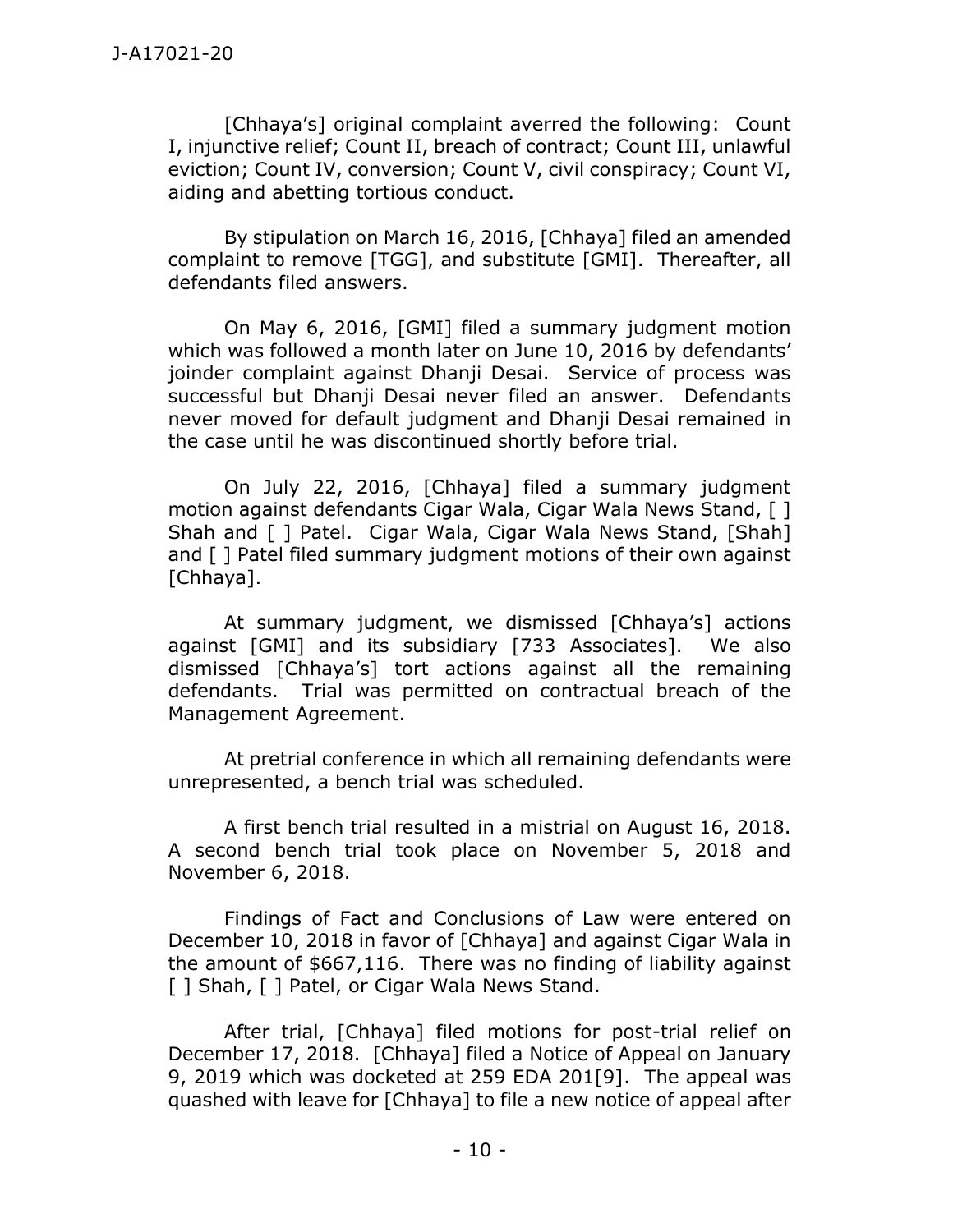[Chhaya's] original complaint averred the following: Count I, injunctive relief; Count II, breach of contract; Count III, unlawful eviction; Count IV, conversion; Count V, civil conspiracy; Count VI, aiding and abetting tortious conduct.

By stipulation on March 16, 2016, [Chhaya] filed an amended complaint to remove [TGG], and substitute [GMI]. Thereafter, all defendants filed answers.

On May 6, 2016, [GMI] filed a summary judgment motion which was followed a month later on June 10, 2016 by defendants' joinder complaint against Dhanji Desai. Service of process was successful but Dhanji Desai never filed an answer. Defendants never moved for default judgment and Dhanji Desai remained in the case until he was discontinued shortly before trial.

On July 22, 2016, [Chhaya] filed a summary judgment motion against defendants Cigar Wala, Cigar Wala News Stand, [ ] Shah and [ ] Patel. Cigar Wala, Cigar Wala News Stand, [Shah] and [ ] Patel filed summary judgment motions of their own against [Chhaya].

At summary judgment, we dismissed [Chhaya's] actions against [GMI] and its subsidiary [733 Associates]. We also dismissed [Chhaya's] tort actions against all the remaining defendants. Trial was permitted on contractual breach of the Management Agreement.

At pretrial conference in which all remaining defendants were unrepresented, a bench trial was scheduled.

A first bench trial resulted in a mistrial on August 16, 2018. A second bench trial took place on November 5, 2018 and November 6, 2018.

Findings of Fact and Conclusions of Law were entered on December 10, 2018 in favor of [Chhaya] and against Cigar Wala in the amount of $667,116. There was no finding of liability against [ ] Shah, [ ] Patel, or Cigar Wala News Stand.

After trial, [Chhaya] filed motions for post-trial relief on December 17, 2018. [Chhaya] filed a Notice of Appeal on January 9, 2019 which was docketed at 259 EDA 201[9]. The appeal was quashed with leave for [Chhaya] to file a new notice of appeal after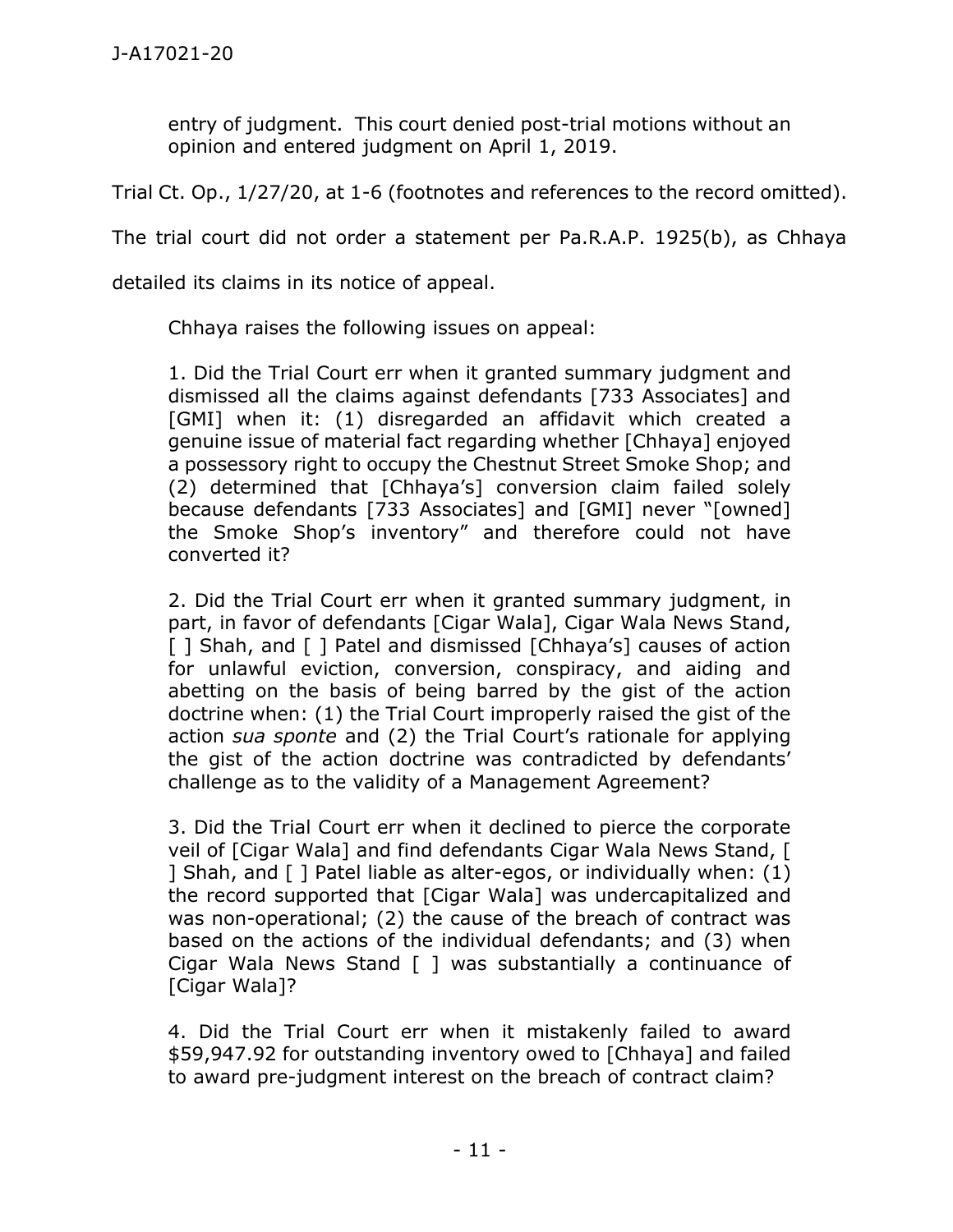entry of judgment. This court denied post-trial motions without an opinion and entered judgment on April 1, 2019.

Trial Ct. Op., 1/27/20, at 1-6 (footnotes and references to the record omitted).

The trial court did not order a statement per Pa.R.A.P. 1925(b), as Chhaya detailed its claims in its notice of appeal.

Chhaya raises the following issues on appeal:

> 1. Did the Trial Court err when it granted summary judgment and dismissed all the claims against defendants [733 Associates] and [GMI] when it: (1) disregarded an affidavit which created a genuine issue of material fact regarding whether [Chhaya] enjoyed a possessory right to occupy the Chestnut Street Smoke Shop; and (2) determined that [Chhaya's] conversion claim failed solely because defendants [733 Associates] and [GMI] never "[owned] the Smoke Shop's inventory" and therefore could not have converted it?
>
> 2. Did the Trial Court err when it granted summary judgment, in part, in favor of defendants [Cigar Wala], Cigar Wala News Stand, [ ] Shah, and [ ] Patel and dismissed [Chhaya's] causes of action for unlawful eviction, conversion, conspiracy, and aiding and abetting on the basis of being barred by the gist of the action doctrine when: (1) the Trial Court improperly raised the gist of the action *sua sponte* and (2) the Trial Court's rationale for applying the gist of the action doctrine was contradicted by defendants' challenge as to the validity of a Management Agreement?
>
> 3. Did the Trial Court err when it declined to pierce the corporate veil of [Cigar Wala] and find defendants Cigar Wala News Stand, [ ] Shah, and [ ] Patel liable as alter-egos, or individually when: (1) the record supported that [Cigar Wala] was undercapitalized and was non-operational; (2) the cause of the breach of contract was based on the actions of the individual defendants; and (3) when Cigar Wala News Stand [ ] was substantially a continuance of [Cigar Wala]?
>
> 4. Did the Trial Court err when it mistakenly failed to award $59,947.92 for outstanding inventory owed to [Chhaya] and failed to award pre-judgment interest on the breach of contract claim?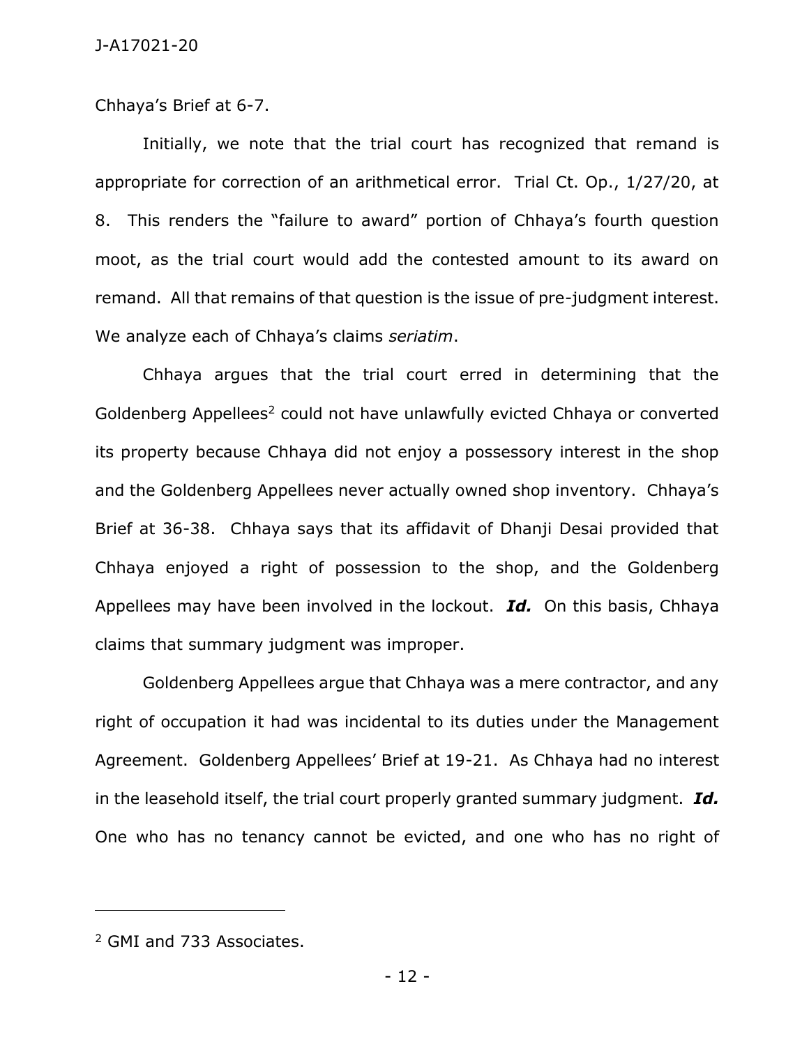Chhaya's Brief at 6-7.

Initially, we note that the trial court has recognized that remand is appropriate for correction of an arithmetical error. Trial Ct. Op., 1/27/20, at 8. This renders the "failure to award" portion of Chhaya's fourth question moot, as the trial court would add the contested amount to its award on remand. All that remains of that question is the issue of pre-judgment interest. We analyze each of Chhaya's claims *seriatim*.

Chhaya argues that the trial court erred in determining that the Goldenberg Appellees[2] could not have unlawfully evicted Chhaya or converted its property because Chhaya did not enjoy a possessory interest in the shop and the Goldenberg Appellees never actually owned shop inventory. Chhaya's Brief at 36-38. Chhaya says that its affidavit of Dhanji Desai provided that Chhaya enjoyed a right of possession to the shop, and the Goldenberg Appellees may have been involved in the lockout. ***Id.*** On this basis, Chhaya claims that summary judgment was improper.

Goldenberg Appellees argue that Chhaya was a mere contractor, and any right of occupation it had was incidental to its duties under the Management Agreement. Goldenberg Appellees' Brief at 19-21. As Chhaya had no interest in the leasehold itself, the trial court properly granted summary judgment. ***Id.*** One who has no tenancy cannot be evicted, and one who has no right of

---

[2] GMI and 733 Associates.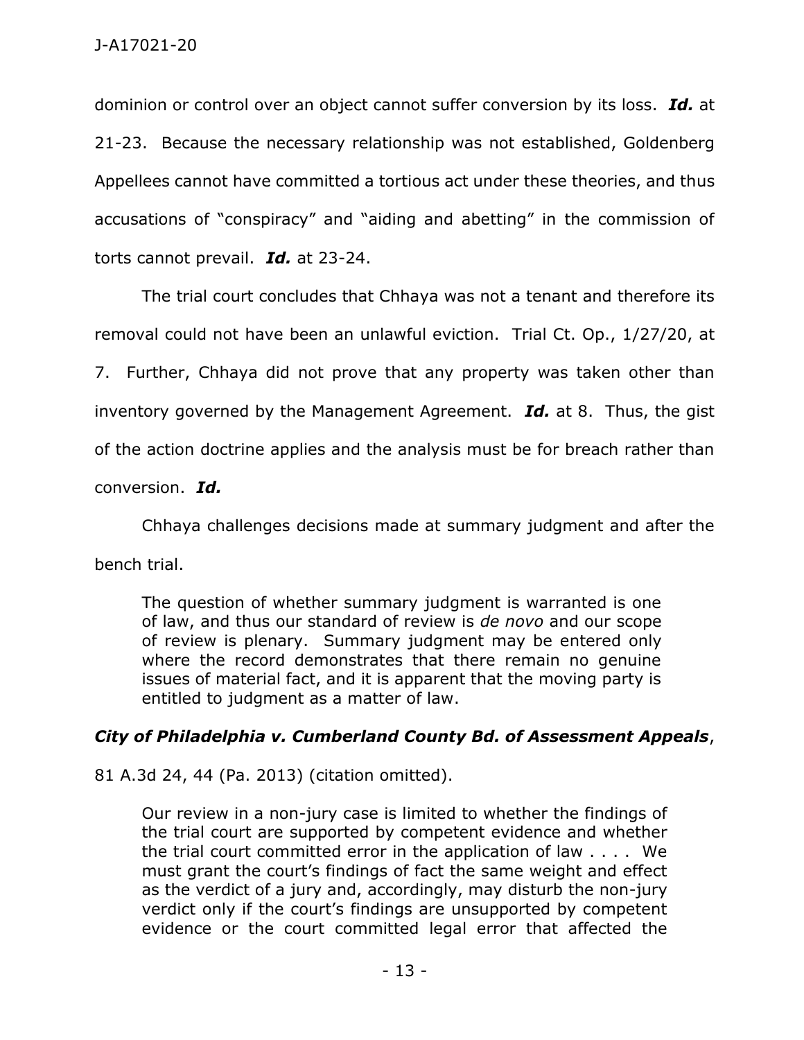dominion or control over an object cannot suffer conversion by its loss. ***Id.*** at 21-23. Because the necessary relationship was not established, Goldenberg Appellees cannot have committed a tortious act under these theories, and thus accusations of "conspiracy" and "aiding and abetting" in the commission of torts cannot prevail. ***Id.*** at 23-24.

The trial court concludes that Chhaya was not a tenant and therefore its removal could not have been an unlawful eviction. Trial Ct. Op., 1/27/20, at 7. Further, Chhaya did not prove that any property was taken other than inventory governed by the Management Agreement. ***Id.*** at 8. Thus, the gist of the action doctrine applies and the analysis must be for breach rather than conversion. ***Id.***

Chhaya challenges decisions made at summary judgment and after the bench trial.

> The question of whether summary judgment is warranted is one of law, and thus our standard of review is *de novo* and our scope of review is plenary. Summary judgment may be entered only where the record demonstrates that there remain no genuine issues of material fact, and it is apparent that the moving party is entitled to judgment as a matter of law.

***City of Philadelphia v. Cumberland County Bd. of Assessment Appeals***, 81 A.3d 24, 44 (Pa. 2013) (citation omitted).

> Our review in a non-jury case is limited to whether the findings of the trial court are supported by competent evidence and whether the trial court committed error in the application of law . . . . We must grant the court's findings of fact the same weight and effect as the verdict of a jury and, accordingly, may disturb the non-jury verdict only if the court's findings are unsupported by competent evidence or the court committed legal error that affected the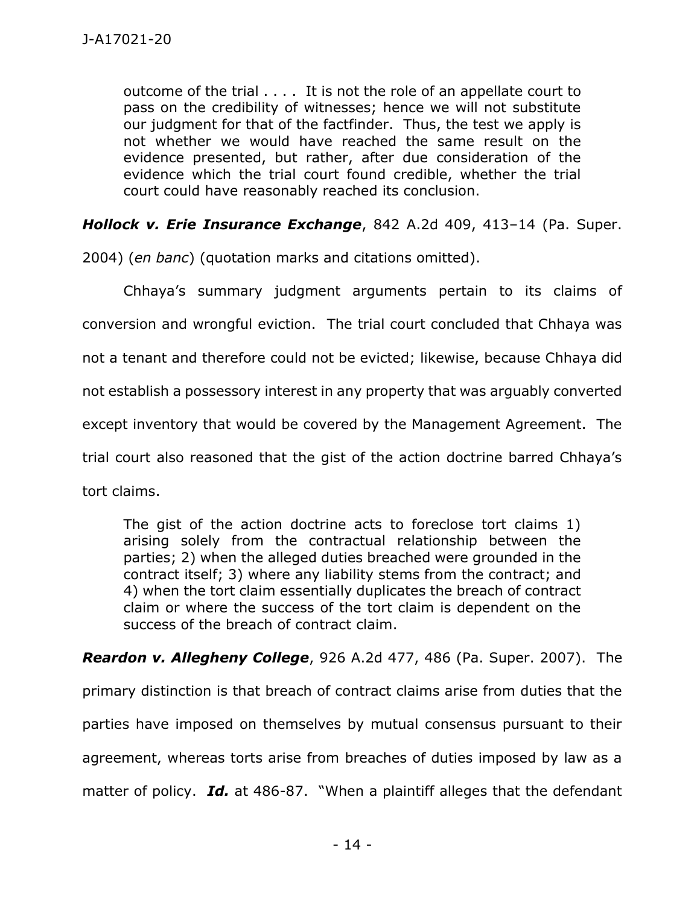outcome of the trial . . . . It is not the role of an appellate court to pass on the credibility of witnesses; hence we will not substitute our judgment for that of the factfinder. Thus, the test we apply is not whether we would have reached the same result on the evidence presented, but rather, after due consideration of the evidence which the trial court found credible, whether the trial court could have reasonably reached its conclusion.

***Hollock v. Erie Insurance Exchange***, 842 A.2d 409, 413–14 (Pa. Super. 2004) (*en banc*) (quotation marks and citations omitted).

Chhaya's summary judgment arguments pertain to its claims of conversion and wrongful eviction. The trial court concluded that Chhaya was not a tenant and therefore could not be evicted; likewise, because Chhaya did not establish a possessory interest in any property that was arguably converted except inventory that would be covered by the Management Agreement. The trial court also reasoned that the gist of the action doctrine barred Chhaya's tort claims.

> The gist of the action doctrine acts to foreclose tort claims 1) arising solely from the contractual relationship between the parties; 2) when the alleged duties breached were grounded in the contract itself; 3) where any liability stems from the contract; and 4) when the tort claim essentially duplicates the breach of contract claim or where the success of the tort claim is dependent on the success of the breach of contract claim.

***Reardon v. Allegheny College***, 926 A.2d 477, 486 (Pa. Super. 2007). The primary distinction is that breach of contract claims arise from duties that the parties have imposed on themselves by mutual consensus pursuant to their agreement, whereas torts arise from breaches of duties imposed by law as a matter of policy. ***Id.*** at 486-87. "When a plaintiff alleges that the defendant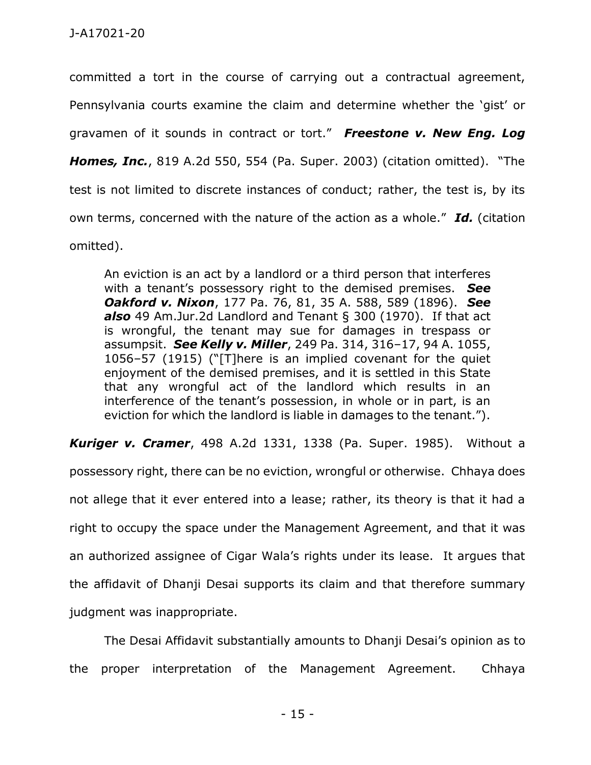committed a tort in the course of carrying out a contractual agreement, Pennsylvania courts examine the claim and determine whether the 'gist' or gravamen of it sounds in contract or tort." ***Freestone v. New Eng. Log Homes, Inc.***, 819 A.2d 550, 554 (Pa. Super. 2003) (citation omitted). "The test is not limited to discrete instances of conduct; rather, the test is, by its own terms, concerned with the nature of the action as a whole." ***Id.*** (citation omitted).

> An eviction is an act by a landlord or a third person that interferes with a tenant's possessory right to the demised premises. ***See Oakford v. Nixon***, 177 Pa. 76, 81, 35 A. 588, 589 (1896). ***See also*** 49 Am.Jur.2d Landlord and Tenant § 300 (1970). If that act is wrongful, the tenant may sue for damages in trespass or assumpsit. ***See Kelly v. Miller***, 249 Pa. 314, 316–17, 94 A. 1055, 1056–57 (1915) ("[T]here is an implied covenant for the quiet enjoyment of the demised premises, and it is settled in this State that any wrongful act of the landlord which results in an interference of the tenant's possession, in whole or in part, is an eviction for which the landlord is liable in damages to the tenant.").

***Kuriger v. Cramer***, 498 A.2d 1331, 1338 (Pa. Super. 1985). Without a possessory right, there can be no eviction, wrongful or otherwise. Chhaya does not allege that it ever entered into a lease; rather, its theory is that it had a right to occupy the space under the Management Agreement, and that it was an authorized assignee of Cigar Wala's rights under its lease. It argues that the affidavit of Dhanji Desai supports its claim and that therefore summary judgment was inappropriate.

The Desai Affidavit substantially amounts to Dhanji Desai's opinion as to the proper interpretation of the Management Agreement. Chhaya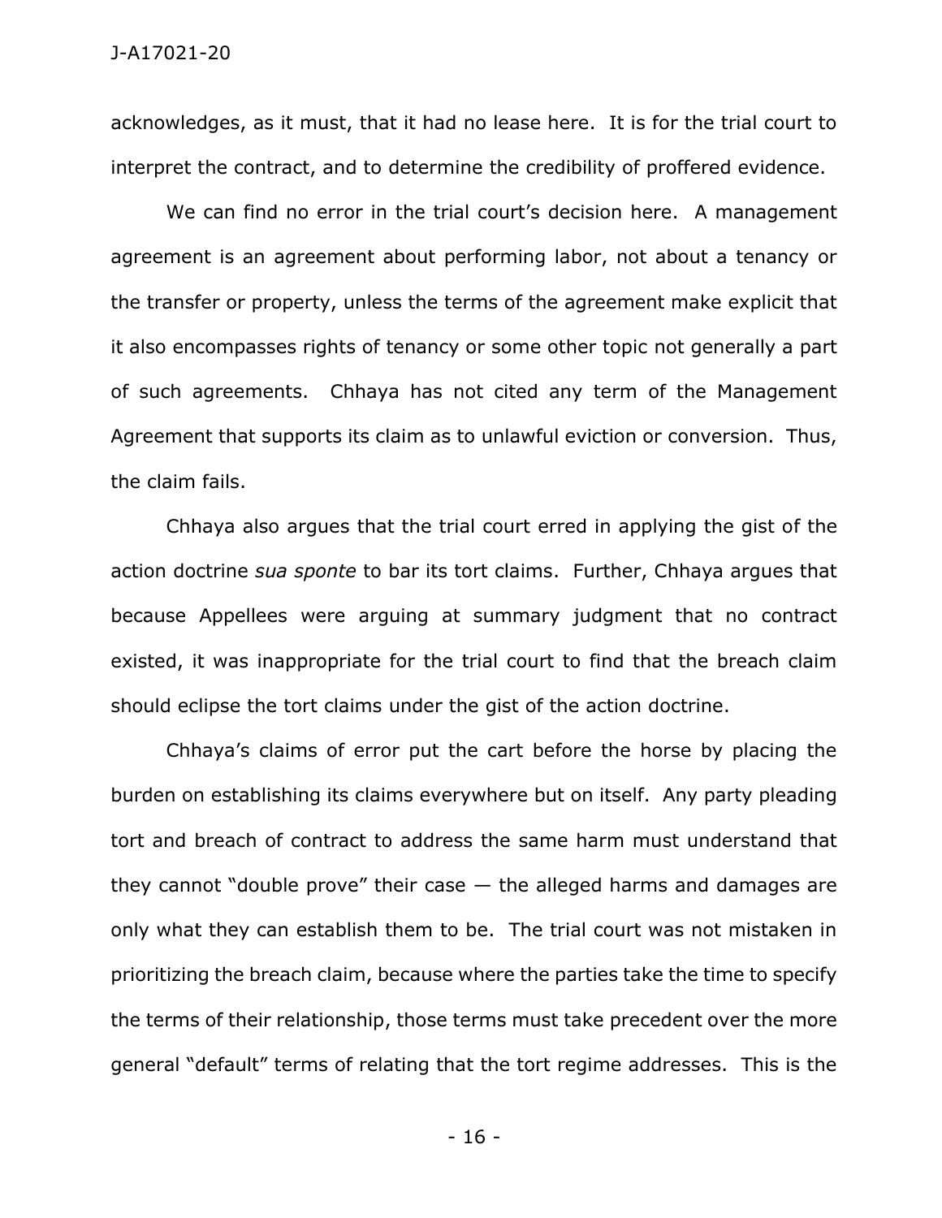acknowledges, as it must, that it had no lease here. It is for the trial court to interpret the contract, and to determine the credibility of proffered evidence.

We can find no error in the trial court's decision here. A management agreement is an agreement about performing labor, not about a tenancy or the transfer or property, unless the terms of the agreement make explicit that it also encompasses rights of tenancy or some other topic not generally a part of such agreements. Chhaya has not cited any term of the Management Agreement that supports its claim as to unlawful eviction or conversion. Thus, the claim fails.

Chhaya also argues that the trial court erred in applying the gist of the action doctrine *sua sponte* to bar its tort claims. Further, Chhaya argues that because Appellees were arguing at summary judgment that no contract existed, it was inappropriate for the trial court to find that the breach claim should eclipse the tort claims under the gist of the action doctrine.

Chhaya's claims of error put the cart before the horse by placing the burden on establishing its claims everywhere but on itself. Any party pleading tort and breach of contract to address the same harm must understand that they cannot "double prove" their case — the alleged harms and damages are only what they can establish them to be. The trial court was not mistaken in prioritizing the breach claim, because where the parties take the time to specify the terms of their relationship, those terms must take precedent over the more general "default" terms of relating that the tort regime addresses. This is the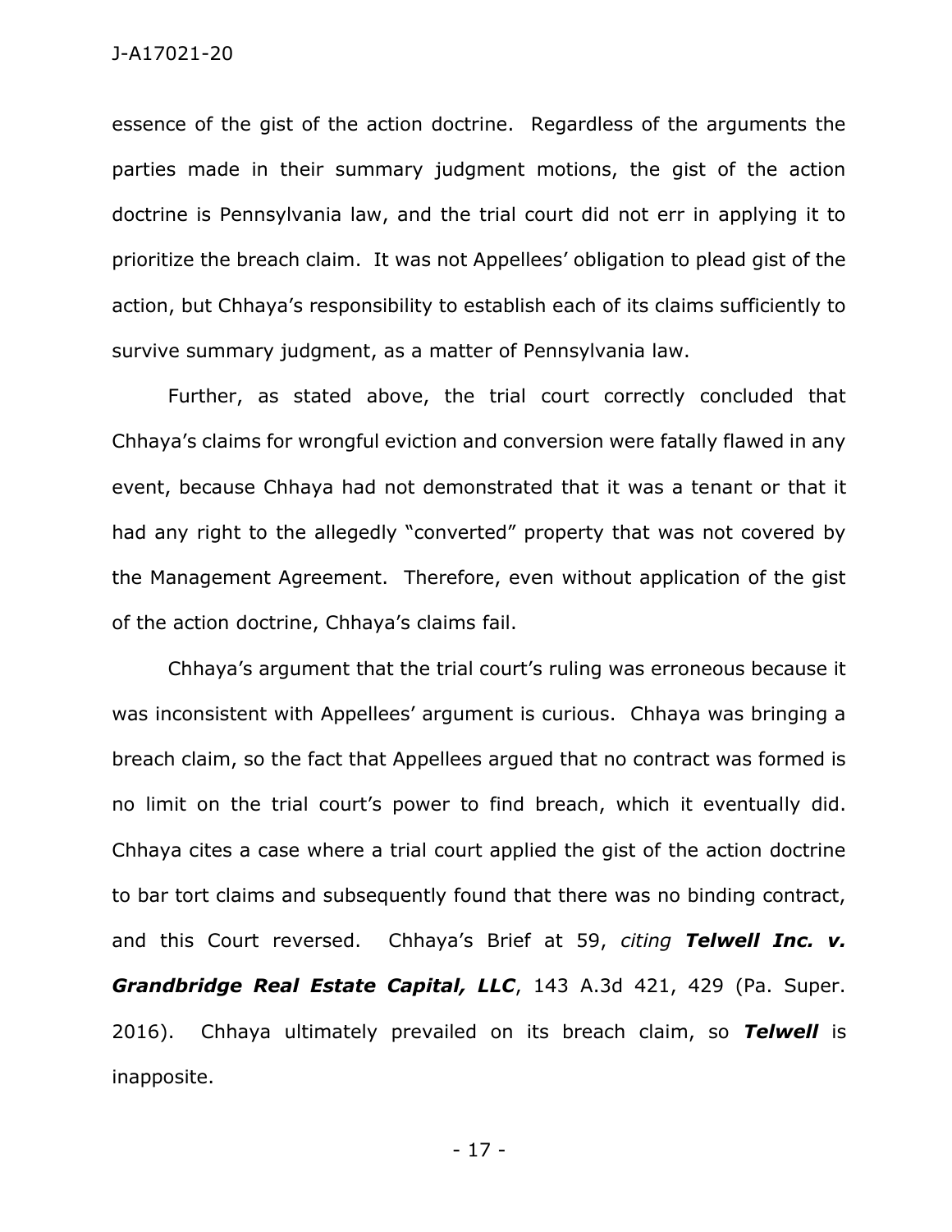essence of the gist of the action doctrine. Regardless of the arguments the parties made in their summary judgment motions, the gist of the action doctrine is Pennsylvania law, and the trial court did not err in applying it to prioritize the breach claim. It was not Appellees' obligation to plead gist of the action, but Chhaya's responsibility to establish each of its claims sufficiently to survive summary judgment, as a matter of Pennsylvania law.

Further, as stated above, the trial court correctly concluded that Chhaya's claims for wrongful eviction and conversion were fatally flawed in any event, because Chhaya had not demonstrated that it was a tenant or that it had any right to the allegedly "converted" property that was not covered by the Management Agreement. Therefore, even without application of the gist of the action doctrine, Chhaya's claims fail.

Chhaya's argument that the trial court's ruling was erroneous because it was inconsistent with Appellees' argument is curious. Chhaya was bringing a breach claim, so the fact that Appellees argued that no contract was formed is no limit on the trial court's power to find breach, which it eventually did. Chhaya cites a case where a trial court applied the gist of the action doctrine to bar tort claims and subsequently found that there was no binding contract, and this Court reversed. Chhaya's Brief at 59, *citing* ***Telwell Inc. v. Grandbridge Real Estate Capital, LLC***, 143 A.3d 421, 429 (Pa. Super. 2016). Chhaya ultimately prevailed on its breach claim, so ***Telwell*** is inapposite.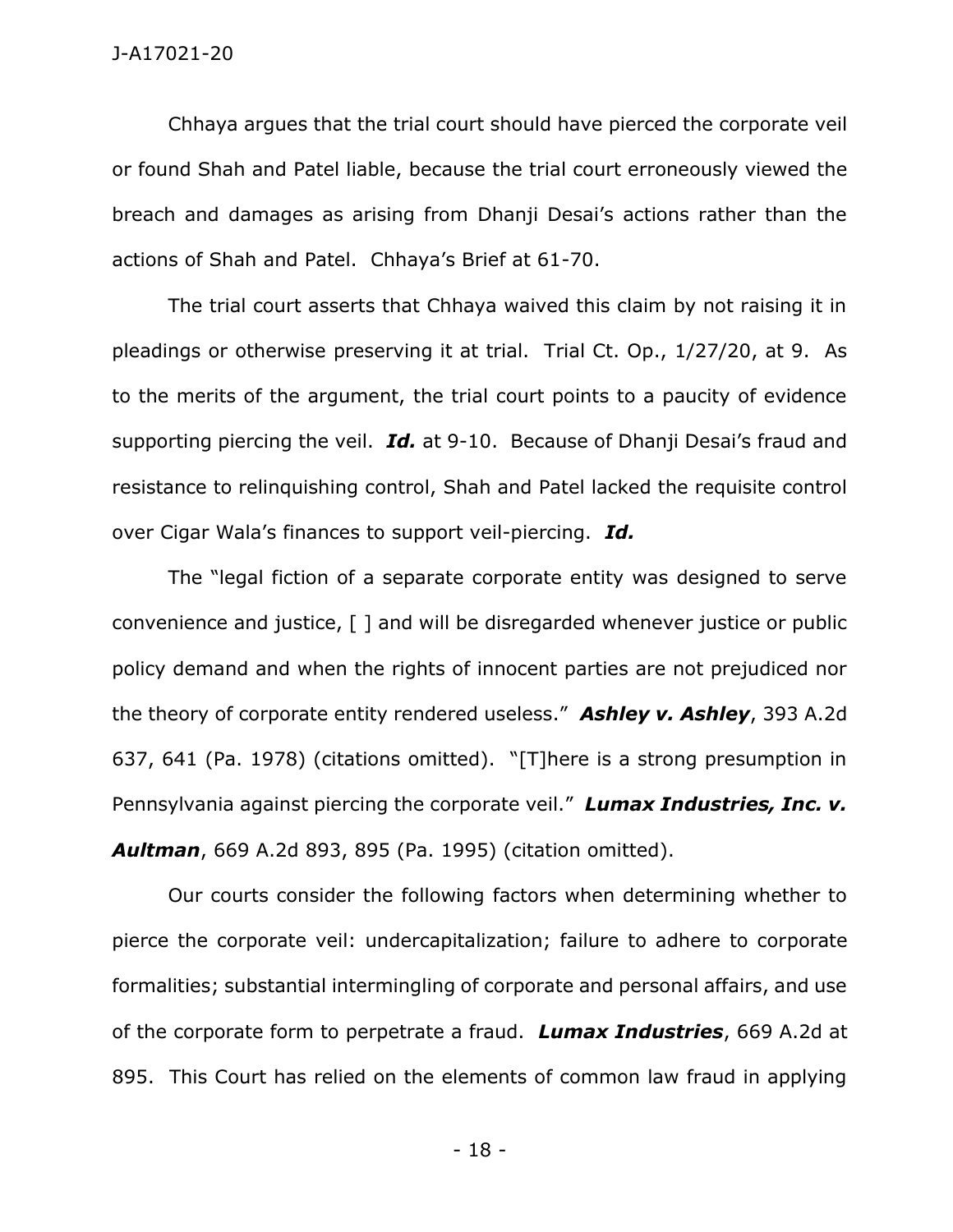Chhaya argues that the trial court should have pierced the corporate veil or found Shah and Patel liable, because the trial court erroneously viewed the breach and damages as arising from Dhanji Desai's actions rather than the actions of Shah and Patel. Chhaya's Brief at 61-70.

The trial court asserts that Chhaya waived this claim by not raising it in pleadings or otherwise preserving it at trial. Trial Ct. Op., 1/27/20, at 9. As to the merits of the argument, the trial court points to a paucity of evidence supporting piercing the veil. ***Id.*** at 9-10. Because of Dhanji Desai's fraud and resistance to relinquishing control, Shah and Patel lacked the requisite control over Cigar Wala's finances to support veil-piercing. ***Id.***

The "legal fiction of a separate corporate entity was designed to serve convenience and justice, [ ] and will be disregarded whenever justice or public policy demand and when the rights of innocent parties are not prejudiced nor the theory of corporate entity rendered useless." ***Ashley v. Ashley***, 393 A.2d 637, 641 (Pa. 1978) (citations omitted). "[T]here is a strong presumption in Pennsylvania against piercing the corporate veil." ***Lumax Industries, Inc. v. Aultman***, 669 A.2d 893, 895 (Pa. 1995) (citation omitted).

Our courts consider the following factors when determining whether to pierce the corporate veil: undercapitalization; failure to adhere to corporate formalities; substantial intermingling of corporate and personal affairs, and use of the corporate form to perpetrate a fraud. ***Lumax Industries***, 669 A.2d at 895. This Court has relied on the elements of common law fraud in applying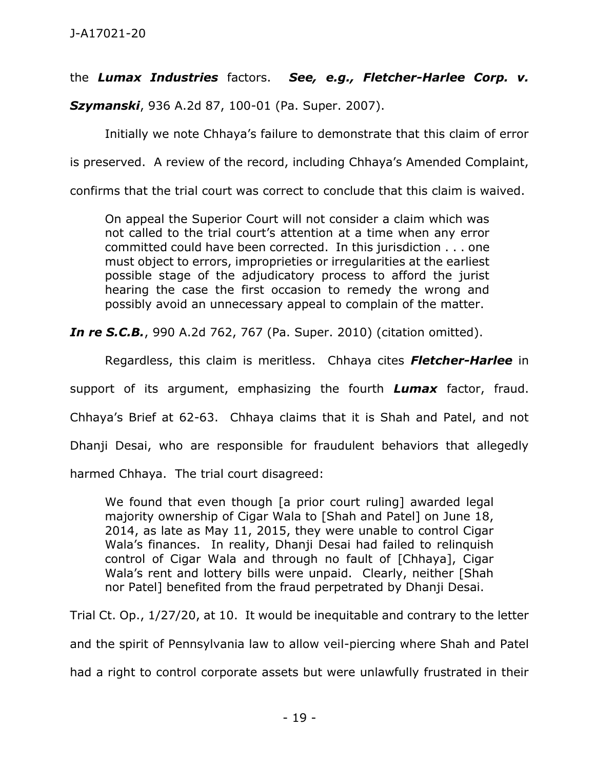the ***Lumax Industries*** factors. ***See, e.g., Fletcher-Harlee Corp. v. Szymanski***, 936 A.2d 87, 100-01 (Pa. Super. 2007).

Initially we note Chhaya's failure to demonstrate that this claim of error is preserved. A review of the record, including Chhaya's Amended Complaint, confirms that the trial court was correct to conclude that this claim is waived.

> On appeal the Superior Court will not consider a claim which was not called to the trial court's attention at a time when any error committed could have been corrected. In this jurisdiction . . . one must object to errors, improprieties or irregularities at the earliest possible stage of the adjudicatory process to afford the jurist hearing the case the first occasion to remedy the wrong and possibly avoid an unnecessary appeal to complain of the matter.

***In re S.C.B.***, 990 A.2d 762, 767 (Pa. Super. 2010) (citation omitted).

Regardless, this claim is meritless. Chhaya cites ***Fletcher-Harlee*** in support of its argument, emphasizing the fourth ***Lumax*** factor, fraud. Chhaya's Brief at 62-63. Chhaya claims that it is Shah and Patel, and not Dhanji Desai, who are responsible for fraudulent behaviors that allegedly harmed Chhaya. The trial court disagreed:

> We found that even though [a prior court ruling] awarded legal majority ownership of Cigar Wala to [Shah and Patel] on June 18, 2014, as late as May 11, 2015, they were unable to control Cigar Wala's finances. In reality, Dhanji Desai had failed to relinquish control of Cigar Wala and through no fault of [Chhaya], Cigar Wala's rent and lottery bills were unpaid. Clearly, neither [Shah nor Patel] benefited from the fraud perpetrated by Dhanji Desai.

Trial Ct. Op., 1/27/20, at 10. It would be inequitable and contrary to the letter and the spirit of Pennsylvania law to allow veil-piercing where Shah and Patel had a right to control corporate assets but were unlawfully frustrated in their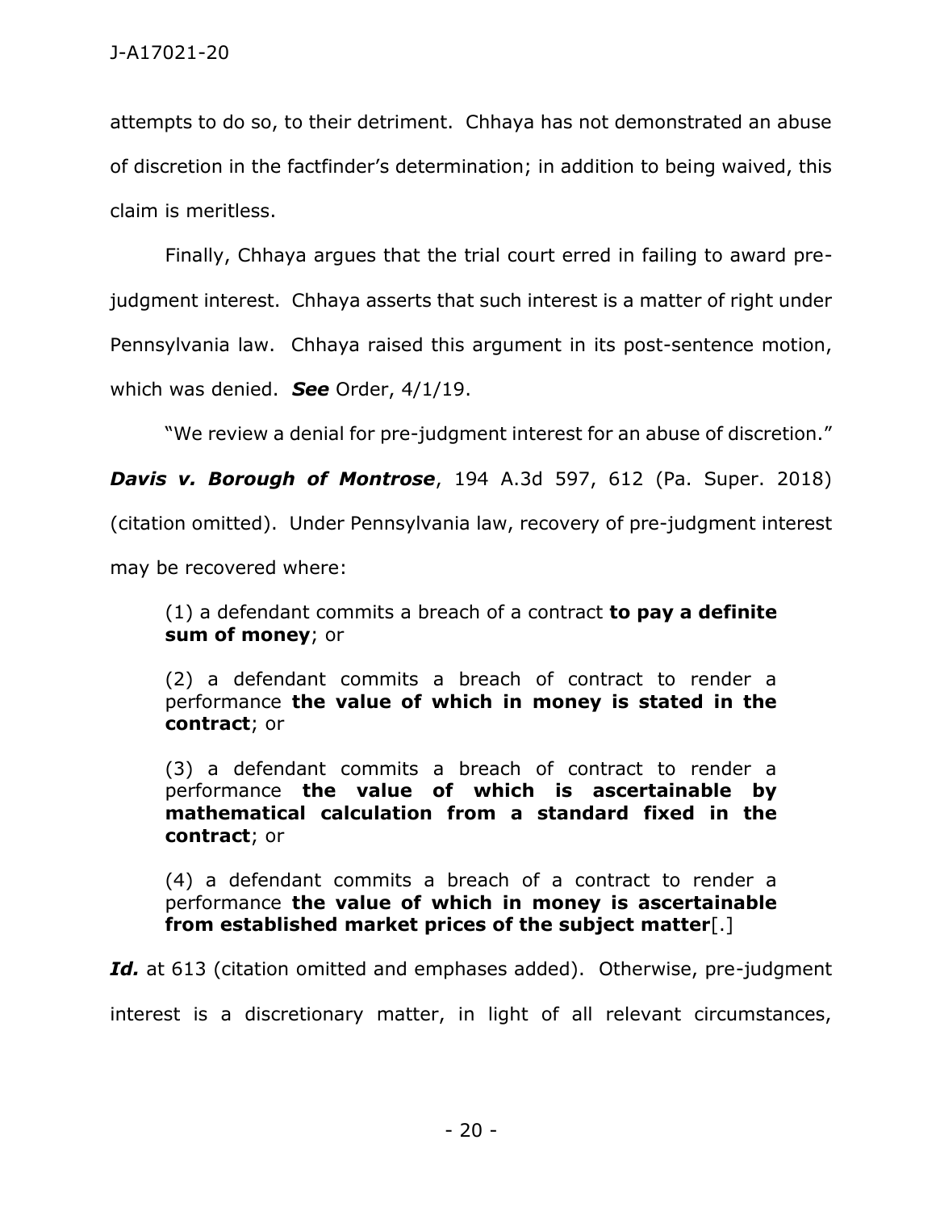attempts to do so, to their detriment. Chhaya has not demonstrated an abuse of discretion in the factfinder's determination; in addition to being waived, this claim is meritless.

Finally, Chhaya argues that the trial court erred in failing to award pre-judgment interest. Chhaya asserts that such interest is a matter of right under Pennsylvania law. Chhaya raised this argument in its post-sentence motion, which was denied. ***See*** Order, 4/1/19.

"We review a denial for pre-judgment interest for an abuse of discretion." ***Davis v. Borough of Montrose***, 194 A.3d 597, 612 (Pa. Super. 2018) (citation omitted). Under Pennsylvania law, recovery of pre-judgment interest may be recovered where:

> (1) a defendant commits a breach of a contract **to pay a definite sum of money**; or
>
> (2) a defendant commits a breach of contract to render a performance **the value of which in money is stated in the contract**; or
>
> (3) a defendant commits a breach of contract to render a performance **the value of which is ascertainable by mathematical calculation from a standard fixed in the contract**; or
>
> (4) a defendant commits a breach of a contract to render a performance **the value of which in money is ascertainable from established market prices of the subject matter**[.]

***Id.*** at 613 (citation omitted and emphases added). Otherwise, pre-judgment interest is a discretionary matter, in light of all relevant circumstances,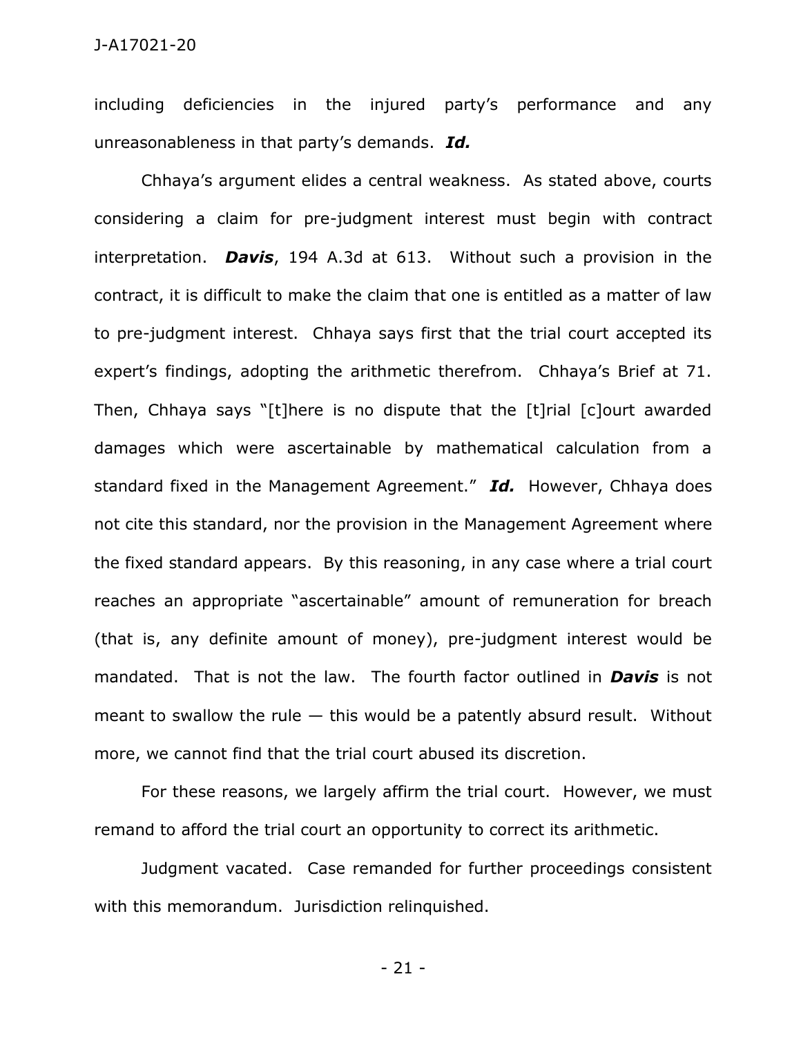including deficiencies in the injured party's performance and any unreasonableness in that party's demands. ***Id.***

Chhaya's argument elides a central weakness. As stated above, courts considering a claim for pre-judgment interest must begin with contract interpretation. ***Davis***, 194 A.3d at 613. Without such a provision in the contract, it is difficult to make the claim that one is entitled as a matter of law to pre-judgment interest. Chhaya says first that the trial court accepted its expert's findings, adopting the arithmetic therefrom. Chhaya's Brief at 71. Then, Chhaya says "[t]here is no dispute that the [t]rial [c]ourt awarded damages which were ascertainable by mathematical calculation from a standard fixed in the Management Agreement." ***Id.*** However, Chhaya does not cite this standard, nor the provision in the Management Agreement where the fixed standard appears. By this reasoning, in any case where a trial court reaches an appropriate "ascertainable" amount of remuneration for breach (that is, any definite amount of money), pre-judgment interest would be mandated. That is not the law. The fourth factor outlined in ***Davis*** is not meant to swallow the rule — this would be a patently absurd result. Without more, we cannot find that the trial court abused its discretion.

For these reasons, we largely affirm the trial court. However, we must remand to afford the trial court an opportunity to correct its arithmetic.

Judgment vacated. Case remanded for further proceedings consistent with this memorandum. Jurisdiction relinquished.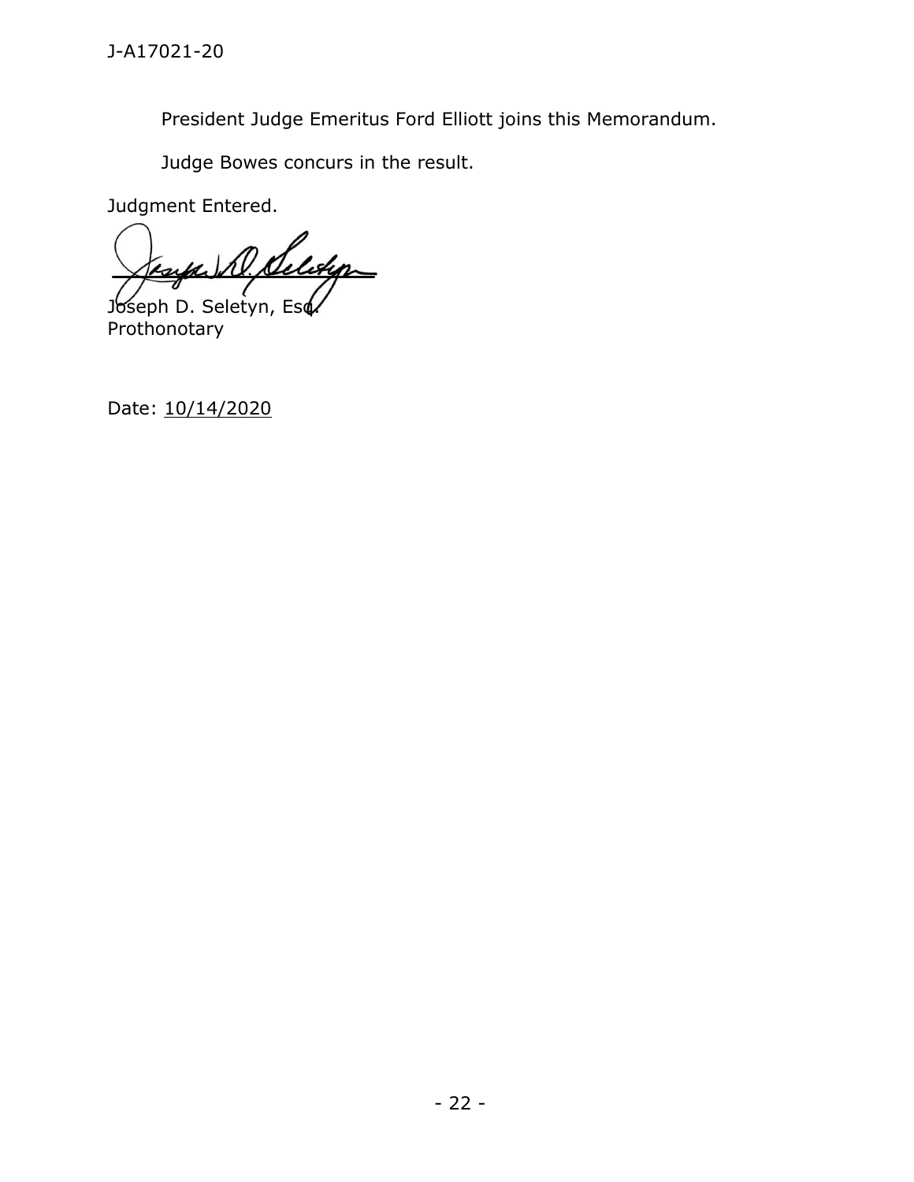President Judge Emeritus Ford Elliott joins this Memorandum.

Judge Bowes concurs in the result.

Judgment Entered.

Joseph D. Seletyn, Esq.
Prothonotary

Date: 10/14/2020